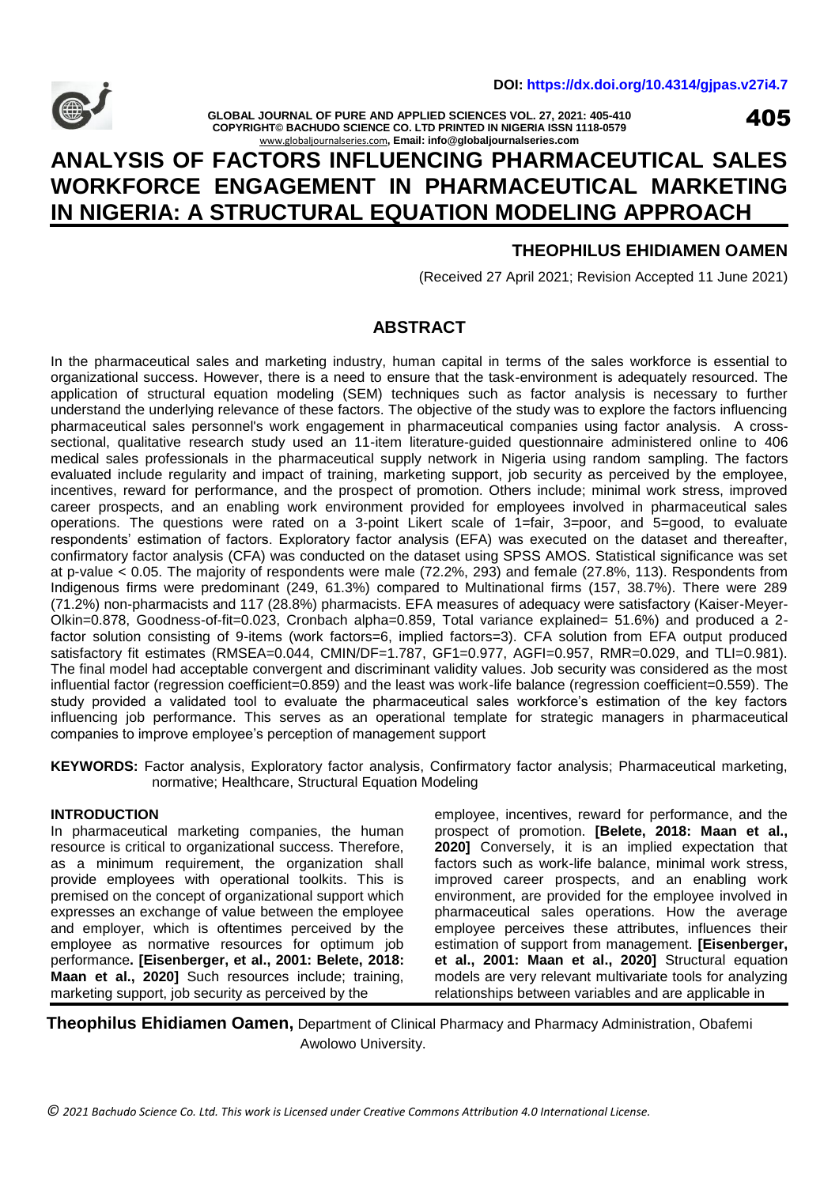# ANALYSIS OF FACTORS INFLUENCING PHARMACEUTICAL SALES WORKFORCE ENGAGEMENT IN PHARMACEUTICAL MARKETING IN NIGERIA: A STRUCTURAL EQUATION MODELING APPROACH

**THEOPHILUS EHIDIAMEN OAMEN**

(Received 27 April 2021; Revision Accepted 11 June 2021)

## ABSTRACT

In the pharmaceutical sales and marketing industry, human capital in terms of the sales workforce is essential to organizational success. However, there is a need to ensure that the task-environment is adequately resourced. The application of structural equation modeling (SEM) techniques such as factor analysis is necessary to further understand the underlying relevance of these factors. The objective of the study was to explore the factors influencing pharmaceutical sales personnel's work engagement in pharmaceutical companies using factor analysis. A cross-sectional, qualitative research study used an 11-item literature-guided questionnaire administered online to 406 medical sales professionals in the pharmaceutical supply network in Nigeria using random sampling. The factors evaluated include regularity and impact of training, marketing support, job security as perceived by the employee, incentives, reward for performance, and the prospect of promotion. Others include; minimal work stress, improved career prospects, and an enabling work environment provided for employees involved in pharmaceutical sales operations. The questions were rated on a 3-point Likert scale of 1=fair, 3=poor, and 5=good, to evaluate respondents' estimation of factors. Exploratory factor analysis (EFA) was executed on the dataset and thereafter, confirmatory factor analysis (CFA) was conducted on the dataset using SPSS AMOS. Statistical significance was set at p-value < 0.05. The majority of respondents were male (72.2%, 293) and female (27.8%, 113). Respondents from Indigenous firms were predominant (249, 61.3%) compared to Multinational firms (157, 38.7%). There were 289 (71.2%) non-pharmacists and 117 (28.8%) pharmacists. EFA measures of adequacy were satisfactory (Kaiser-Meyer-Olkin=0.878, Goodness-of-fit=0.023, Cronbach alpha=0.859, Total variance explained= 51.6%) and produced a 2-factor solution consisting of 9-items (work factors=6, implied factors=3). CFA solution from EFA output produced satisfactory fit estimates (RMSEA=0.044, CMIN/DF=1.787, GF1=0.977, AGFI=0.957, RMR=0.029, and TLI=0.981). The final model had acceptable convergent and discriminant validity values. Job security was considered as the most influential factor (regression coefficient=0.859) and the least was work-life balance (regression coefficient=0.559). The study provided a validated tool to evaluate the pharmaceutical sales workforce's estimation of the key factors influencing job performance. This serves as an operational template for strategic managers in pharmaceutical companies to improve employee's perception of management support

**KEYWORDS:** Factor analysis, Exploratory factor analysis, Confirmatory factor analysis; Pharmaceutical marketing, normative; Healthcare, Structural Equation Modeling

### INTRODUCTION

In pharmaceutical marketing companies, the human resource is critical to organizational success. Therefore, as a minimum requirement, the organization shall provide employees with operational toolkits. This is premised on the concept of organizational support which expresses an exchange of value between the employee and employer, which is oftentimes perceived by the employee as normative resources for optimum job performance**. [Eisenberger, et al., 2001: Belete, 2018: Maan et al., 2020]** Such resources include; training, marketing support, job security as perceived by the employee, incentives, reward for performance, and the prospect of promotion. **[Belete, 2018: Maan et al., 2020]** Conversely, it is an implied expectation that factors such as work-life balance, minimal work stress, improved career prospects, and an enabling work environment, are provided for the employee involved in pharmaceutical sales operations. How the average employee perceives these attributes, influences their estimation of support from management. **[Eisenberger, et al., 2001: Maan et al., 2020]** Structural equation models are very relevant multivariate tools for analyzing relationships between variables and are applicable in

**Theophilus Ehidiamen Oamen,** Department of Clinical Pharmacy and Pharmacy Administration, Obafemi Awolowo University.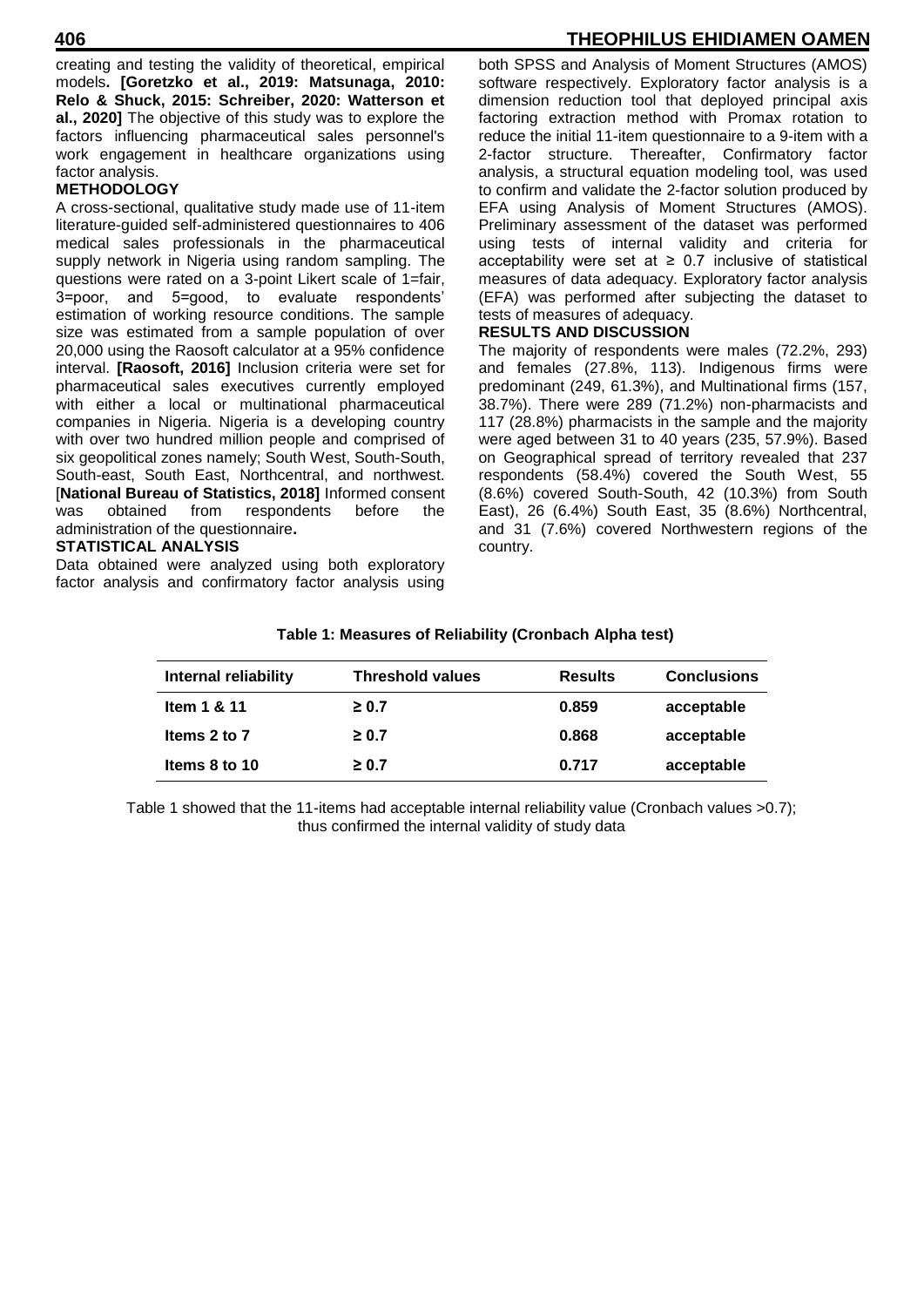creating and testing the validity of theoretical, empirical models**. [Goretzko et al., 2019: Matsunaga, 2010: Relo & Shuck, 2015: Schreiber, 2020: Watterson et al., 2020]** The objective of this study was to explore the factors influencing pharmaceutical sales personnel's work engagement in healthcare organizations using factor analysis.

## METHODOLOGY

A cross-sectional, qualitative study made use of 11-item literature-guided self-administered questionnaires to 406 medical sales professionals in the pharmaceutical supply network in Nigeria using random sampling. The questions were rated on a 3-point Likert scale of 1=fair, 3=poor, and 5=good, to evaluate respondents' estimation of working resource conditions. The sample size was estimated from a sample population of over 20,000 using the Raosoft calculator at a 95% confidence interval. **[Raosoft, 2016]** Inclusion criteria were set for pharmaceutical sales executives currently employed with either a local or multinational pharmaceutical companies in Nigeria. Nigeria is a developing country with over two hundred million people and comprised of six geopolitical zones namely; South West, South-South, South-east, South East, Northcentral, and northwest. [**National Bureau of Statistics, 2018]** Informed consent was obtained from respondents before the administration of the questionnaire**.**

## STATISTICAL ANALYSIS

Data obtained were analyzed using both exploratory factor analysis and confirmatory factor analysis using both SPSS and Analysis of Moment Structures (AMOS) software respectively. Exploratory factor analysis is a dimension reduction tool that deployed principal axis factoring extraction method with Promax rotation to reduce the initial 11-item questionnaire to a 9-item with a 2-factor structure. Thereafter, Confirmatory factor analysis, a structural equation modeling tool, was used to confirm and validate the 2-factor solution produced by EFA using Analysis of Moment Structures (AMOS). Preliminary assessment of the dataset was performed using tests of internal validity and criteria for acceptability were set at ≥ 0.7 inclusive of statistical measures of data adequacy. Exploratory factor analysis (EFA) was performed after subjecting the dataset to tests of measures of adequacy.

## RESULTS AND DISCUSSION

The majority of respondents were males (72.2%, 293) and females (27.8%, 113). Indigenous firms were predominant (249, 61.3%), and Multinational firms (157, 38.7%). There were 289 (71.2%) non-pharmacists and 117 (28.8%) pharmacists in the sample and the majority were aged between 31 to 40 years (235, 57.9%). Based on Geographical spread of territory revealed that 237 respondents (58.4%) covered the South West, 55 (8.6%) covered South-South, 42 (10.3%) from South East), 26 (6.4%) South East, 35 (8.6%) Northcentral, and 31 (7.6%) covered Northwestern regions of the country.

**Table 1: Measures of Reliability (Cronbach Alpha test)**

| Internal reliability | Threshold values | Results | Conclusions |
|---|---|---|---|
| **Item 1 & 11** | **≥ 0.7** | **0.859** | **acceptable** |
| **Items 2 to 7** | **≥ 0.7** | **0.868** | **acceptable** |
| **Items 8 to 10** | **≥ 0.7** | **0.717** | **acceptable** |

Table 1 showed that the 11-items had acceptable internal reliability value (Cronbach values >0.7); thus confirmed the internal validity of study data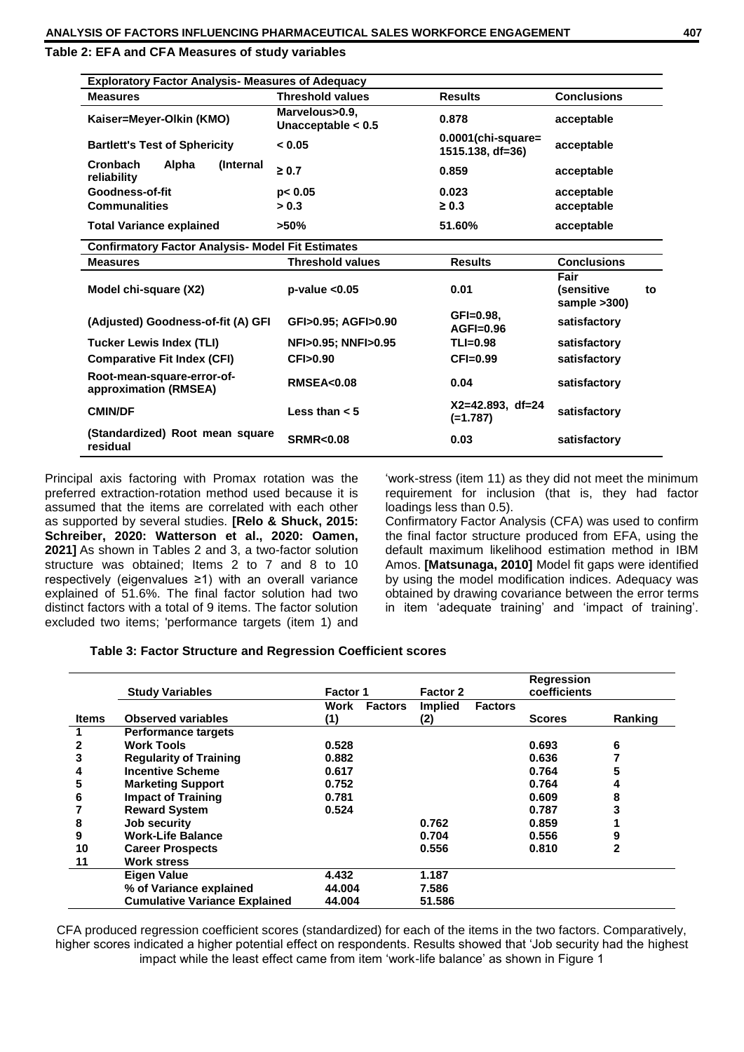**Table 2: EFA and CFA Measures of study variables**

| **Exploratory Factor Analysis- Measures of Adequacy** | | | |
|---|---|---|---|
| **Measures** | **Threshold values** | **Results** | **Conclusions** |
| **Kaiser=Meyer-Olkin (KMO)** | **Marvelous>0.9, Unacceptable < 0.5** | **0.878** | **acceptable** |
| **Bartlett's Test of Sphericity** | **< 0.05** | **0.0001(chi-square= 1515.138, df=36)** | **acceptable** |
| **Cronbach Alpha (Internal reliability** | **≥ 0.7** | **0.859** | **acceptable** |
| **Goodness-of-fit** | **p< 0.05** | **0.023** | **acceptable** |
| **Communalities** | **> 0.3** | **≥ 0.3** | **acceptable** |
| **Total Variance explained** | **>50%** | **51.60%** | **acceptable** |
| **Confirmatory Factor Analysis- Model Fit Estimates** | | | |
| **Measures** | **Threshold values** | **Results** | **Conclusions** |
| **Model chi-square (X2)** | **p-value <0.05** | **0.01** | **Fair (sensitive to sample >300)** |
| **(Adjusted) Goodness-of-fit (A) GFI** | **GFI>0.95; AGFI>0.90** | **GFI=0.98, AGFI=0.96** | **satisfactory** |
| **Tucker Lewis Index (TLI)** | **NFI>0.95; NNFI>0.95** | **TLI=0.98** | **satisfactory** |
| **Comparative Fit Index (CFI)** | **CFI>0.90** | **CFI=0.99** | **satisfactory** |
| **Root-mean-square-error-of-approximation (RMSEA)** | **RMSEA<0.08** | **0.04** | **satisfactory** |
| **CMIN/DF** | **Less than < 5** | **X2=42.893, df=24 (=1.787)** | **satisfactory** |
| **(Standardized) Root mean square residual** | **SRMR<0.08** | **0.03** | **satisfactory** |

Principal axis factoring with Promax rotation was the preferred extraction-rotation method used because it is assumed that the items are correlated with each other as supported by several studies. **[Relo & Shuck, 2015: Schreiber, 2020: Watterson et al., 2020: Oamen, 2021]** As shown in Tables 2 and 3, a two-factor solution structure was obtained; Items 2 to 7 and 8 to 10 respectively (eigenvalues ≥1) with an overall variance explained of 51.6%. The final factor solution had two distinct factors with a total of 9 items. The factor solution excluded two items; 'performance targets (item 1) and 'work-stress (item 11) as they did not meet the minimum requirement for inclusion (that is, they had factor loadings less than 0.5).

Confirmatory Factor Analysis (CFA) was used to confirm the final factor structure produced from EFA, using the default maximum likelihood estimation method in IBM Amos. **[Matsunaga, 2010]** Model fit gaps were identified by using the model modification indices. Adequacy was obtained by drawing covariance between the error terms in item 'adequate training' and 'impact of training'.

**Table 3: Factor Structure and Regression Coefficient scores**

| | **Study Variables** | **Factor 1** | **Factor 2** | **Regression coefficients** | |
|---|---|---|---|---|---|
| **Items** | **Observed variables** | **Work Factors (1)** | **Implied Factors (2)** | **Scores** | **Ranking** |
| **1** | **Performance targets** | | | | |
| **2** | **Work Tools** | **0.528** | | **0.693** | **6** |
| **3** | **Regularity of Training** | **0.882** | | **0.636** | **7** |
| **4** | **Incentive Scheme** | **0.617** | | **0.764** | **5** |
| **5** | **Marketing Support** | **0.752** | | **0.764** | **4** |
| **6** | **Impact of Training** | **0.781** | | **0.609** | **8** |
| **7** | **Reward System** | **0.524** | | **0.787** | **3** |
| **8** | **Job security** | | **0.762** | **0.859** | **1** |
| **9** | **Work-Life Balance** | | **0.704** | **0.556** | **9** |
| **10** | **Career Prospects** | | **0.556** | **0.810** | **2** |
| **11** | **Work stress** | | | | |
| | **Eigen Value** | **4.432** | **1.187** | | |
| | **% of Variance explained** | **44.004** | **7.586** | | |
| | **Cumulative Variance Explained** | **44.004** | **51.586** | | |

CFA produced regression coefficient scores (standardized) for each of the items in the two factors. Comparatively, higher scores indicated a higher potential effect on respondents. Results showed that 'Job security had the highest impact while the least effect came from item 'work-life balance' as shown in Figure 1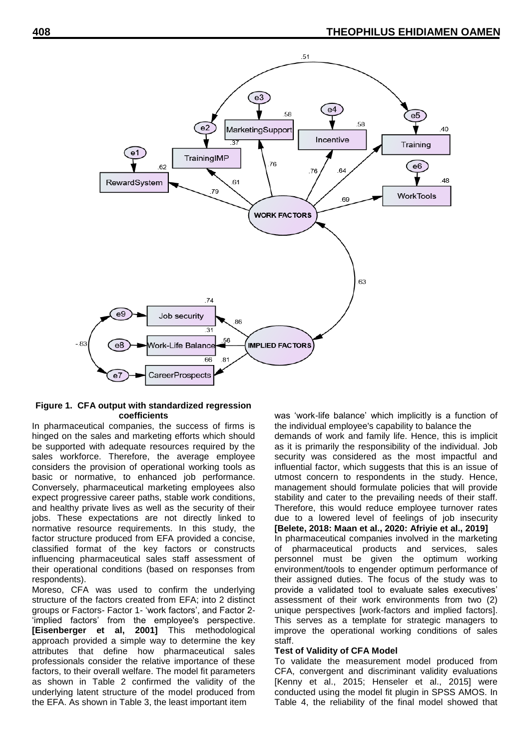**Figure 1. CFA output with standardized regression coefficients**

In pharmaceutical companies, the success of firms is hinged on the sales and marketing efforts which should be supported with adequate resources required by the sales workforce. Therefore, the average employee considers the provision of operational working tools as basic or normative, to enhanced job performance. Conversely, pharmaceutical marketing employees also expect progressive career paths, stable work conditions, and healthy private lives as well as the security of their jobs. These expectations are not directly linked to normative resource requirements. In this study, the factor structure produced from EFA provided a concise, classified format of the key factors or constructs influencing pharmaceutical sales staff assessment of their operational conditions (based on responses from respondents).

Moreso, CFA was used to confirm the underlying structure of the factors created from EFA; into 2 distinct groups or Factors- Factor 1- 'work factors', and Factor 2- 'implied factors' from the employee's perspective. **[Eisenberger et al, 2001]** This methodological approach provided a simple way to determine the key attributes that define how pharmaceutical sales professionals consider the relative importance of these factors, to their overall welfare. The model fit parameters as shown in Table 2 confirmed the validity of the underlying latent structure of the model produced from the EFA. As shown in Table 3, the least important item was 'work-life balance' which implicitly is a function of the individual employee's capability to balance the demands of work and family life. Hence, this is implicit as it is primarily the responsibility of the individual. Job security was considered as the most impactful and influential factor, which suggests that this is an issue of utmost concern to respondents in the study. Hence, management should formulate policies that will provide stability and cater to the prevailing needs of their staff. Therefore, this would reduce employee turnover rates due to a lowered level of feelings of job insecurity **[Belete, 2018: Maan et al., 2020: Afriyie et al., 2019]**

In pharmaceutical companies involved in the marketing of pharmaceutical products and services, sales personnel must be given the optimum working environment/tools to engender optimum performance of their assigned duties. The focus of the study was to provide a validated tool to evaluate sales executives' assessment of their work environments from two (2) unique perspectives [work-factors and implied factors]. This serves as a template for strategic managers to improve the operational working conditions of sales staff.

**Test of Validity of CFA Model**

To validate the measurement model produced from CFA, convergent and discriminant validity evaluations [Kenny et al., 2015; Henseler et al., 2015] were conducted using the model fit plugin in SPSS AMOS. In Table 4, the reliability of the final model showed that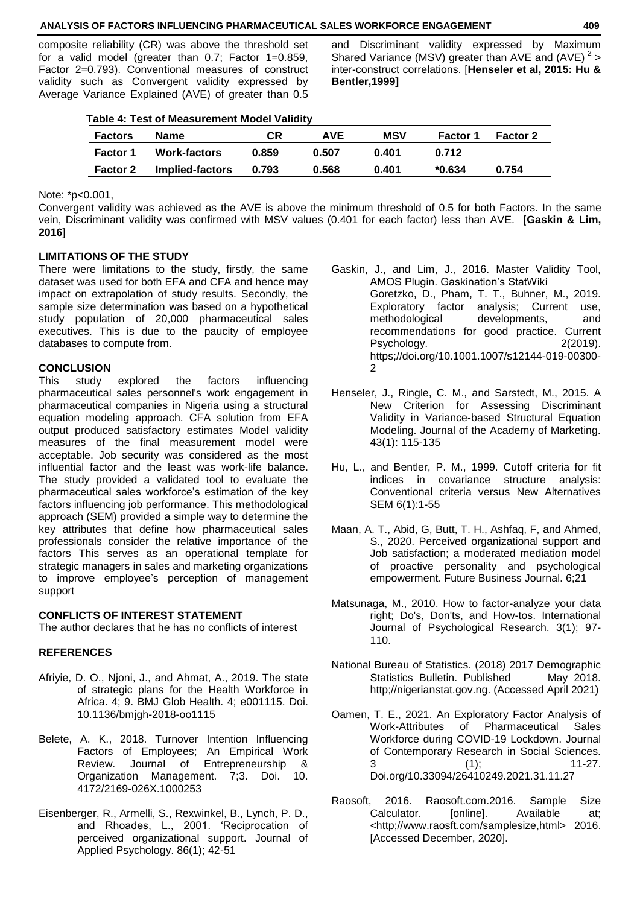composite reliability (CR) was above the threshold set for a valid model (greater than 0.7; Factor 1=0.859, Factor 2=0.793). Conventional measures of construct validity such as Convergent validity expressed by Average Variance Explained (AVE) of greater than 0.5 and Discriminant validity expressed by Maximum Shared Variance (MSV) greater than AVE and $(AVE)^2$ > inter-construct correlations. [**Henseler et al, 2015: Hu & Bentler,1999]**

**Table 4: Test of Measurement Model Validity**

| Factors | Name | CR | AVE | MSV | Factor 1 | Factor 2 |
|---|---|---|---|---|---|---|
| **Factor 1** | **Work-factors** | **0.859** | **0.507** | **0.401** | **0.712** | |
| **Factor 2** | **Implied-factors** | **0.793** | **0.568** | **0.401** | ***0.634** | **0.754** |

Note: *p<0.001,

Convergent validity was achieved as the AVE is above the minimum threshold of 0.5 for both Factors. In the same vein, Discriminant validity was confirmed with MSV values (0.401 for each factor) less than AVE. [**Gaskin & Lim, 2016**]

## LIMITATIONS OF THE STUDY

There were limitations to the study, firstly, the same dataset was used for both EFA and CFA and hence may impact on extrapolation of study results. Secondly, the sample size determination was based on a hypothetical study population of 20,000 pharmaceutical sales executives. This is due to the paucity of employee databases to compute from.

## CONCLUSION

This study explored the factors influencing pharmaceutical sales personnel's work engagement in pharmaceutical companies in Nigeria using a structural equation modeling approach. CFA solution from EFA output produced satisfactory estimates Model validity measures of the final measurement model were acceptable. Job security was considered as the most influential factor and the least was work-life balance. The study provided a validated tool to evaluate the pharmaceutical sales workforce's estimation of the key factors influencing job performance. This methodological approach (SEM) provided a simple way to determine the key attributes that define how pharmaceutical sales professionals consider the relative importance of the factors This serves as an operational template for strategic managers in sales and marketing organizations to improve employee's perception of management support

## CONFLICTS OF INTEREST STATEMENT

The author declares that he has no conflicts of interest

## REFERENCES

Afriyie, D. O., Njoni, J., and Ahmat, A., 2019. The state of strategic plans for the Health Workforce in Africa. 4; 9. BMJ Glob Health. 4; e001115. Doi. 10.1136/bmjgh-2018-oo1115

Belete, A. K., 2018. Turnover Intention Influencing Factors of Employees; An Empirical Work Review. Journal of Entrepreneurship & Organization Management. 7;3. Doi. 10. 4172/2169-026X.1000253

Eisenberger, R., Armelli, S., Rexwinkel, B., Lynch, P. D., and Rhoades, L., 2001. 'Reciprocation of perceived organizational support. Journal of Applied Psychology. 86(1); 42-51

Gaskin, J., and Lim, J., 2016. Master Validity Tool, AMOS Plugin. Gaskination's StatWiki

Goretzko, D., Pham, T. T., Buhner, M., 2019. Exploratory factor analysis; Current use, methodological developments, and recommendations for good practice. Current Psychology. 2(2019). https;//doi.org/10.1001.1007/s12144-019-00300-2

Henseler, J., Ringle, C. M., and Sarstedt, M., 2015. A New Criterion for Assessing Discriminant Validity in Variance-based Structural Equation Modeling. Journal of the Academy of Marketing. 43(1): 115-135

Hu, L., and Bentler, P. M., 1999. Cutoff criteria for fit indices in covariance structure analysis: Conventional criteria versus New Alternatives SEM 6(1):1-55

Maan, A. T., Abid, G, Butt, T. H., Ashfaq, F, and Ahmed, S., 2020. Perceived organizational support and Job satisfaction; a moderated mediation model of proactive personality and psychological empowerment. Future Business Journal. 6;21

Matsunaga, M., 2010. How to factor-analyze your data right; Do's, Don'ts, and How-tos. International Journal of Psychological Research. 3(1); 97-110.

National Bureau of Statistics. (2018) 2017 Demographic Statistics Bulletin. Published May 2018. http;//nigerianstat.gov.ng. (Accessed April 2021)

Oamen, T. E., 2021. An Exploratory Factor Analysis of Work-Attributes of Pharmaceutical Sales Workforce during COVID-19 Lockdown. Journal of Contemporary Research in Social Sciences. 3 (1); 11-27. Doi.org/10.33094/26410249.2021.31.11.27

Raosoft, 2016. Raosoft.com.2016. Sample Size Calculator. [online]. Available at; <http;//www.raosft.com/samplesize,html> 2016. [Accessed December, 2020].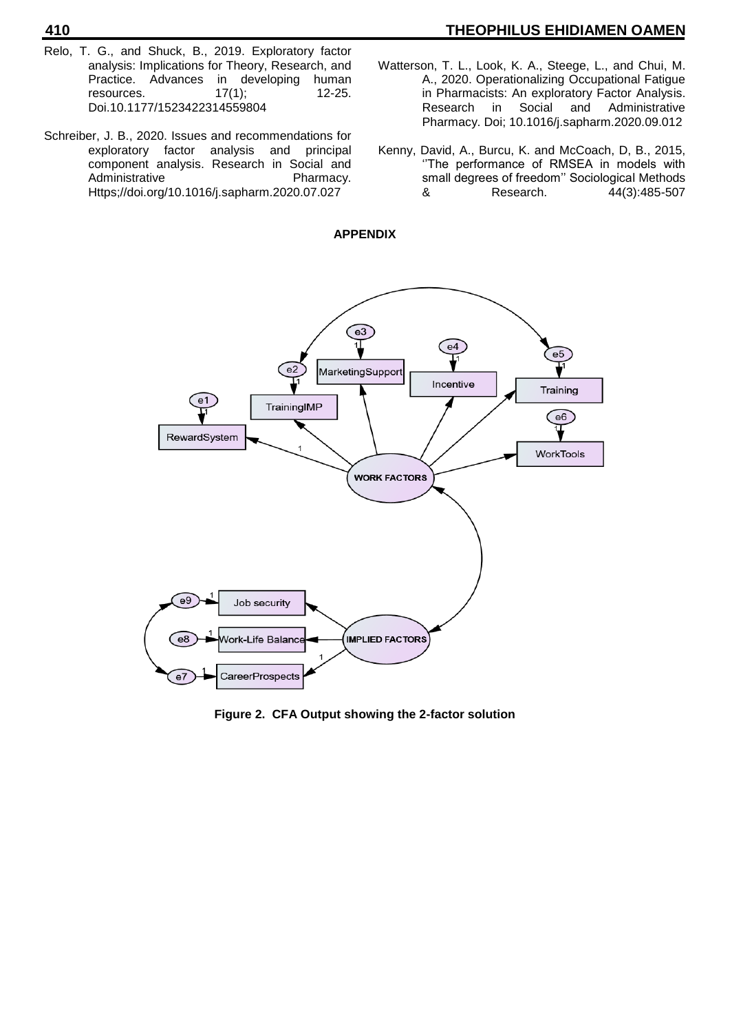Relo, T. G., and Shuck, B., 2019. Exploratory factor analysis: Implications for Theory, Research, and Practice. Advances in developing human resources. 17(1); 12-25. Doi.10.1177/1523422314559804

Schreiber, J. B., 2020. Issues and recommendations for exploratory factor analysis and principal component analysis. Research in Social and Administrative Pharmacy. Https;//doi.org/10.1016/j.sapharm.2020.07.027

Watterson, T. L., Look, K. A., Steege, L., and Chui, M. A., 2020. Operationalizing Occupational Fatigue in Pharmacists: An exploratory Factor Analysis. Research in Social and Administrative Pharmacy. Doi; 10.1016/j.sapharm.2020.09.012

Kenny, David, A., Burcu, K. and McCoach, D, B., 2015, ''The performance of RMSEA in models with small degrees of freedom'' Sociological Methods & Research. 44(3):485-507

**APPENDIX**

e3
e4
e5
e2
e1
e6
MarketingSupport
Incentive
Training
TrainingIMP
RewardSystem
WorkTools
WORK FACTORS
e9
e8
e7
Job security
Work-Life Balance
CareerProspects
IMPLIED FACTORS

**Figure 2. CFA Output showing the 2-factor solution**